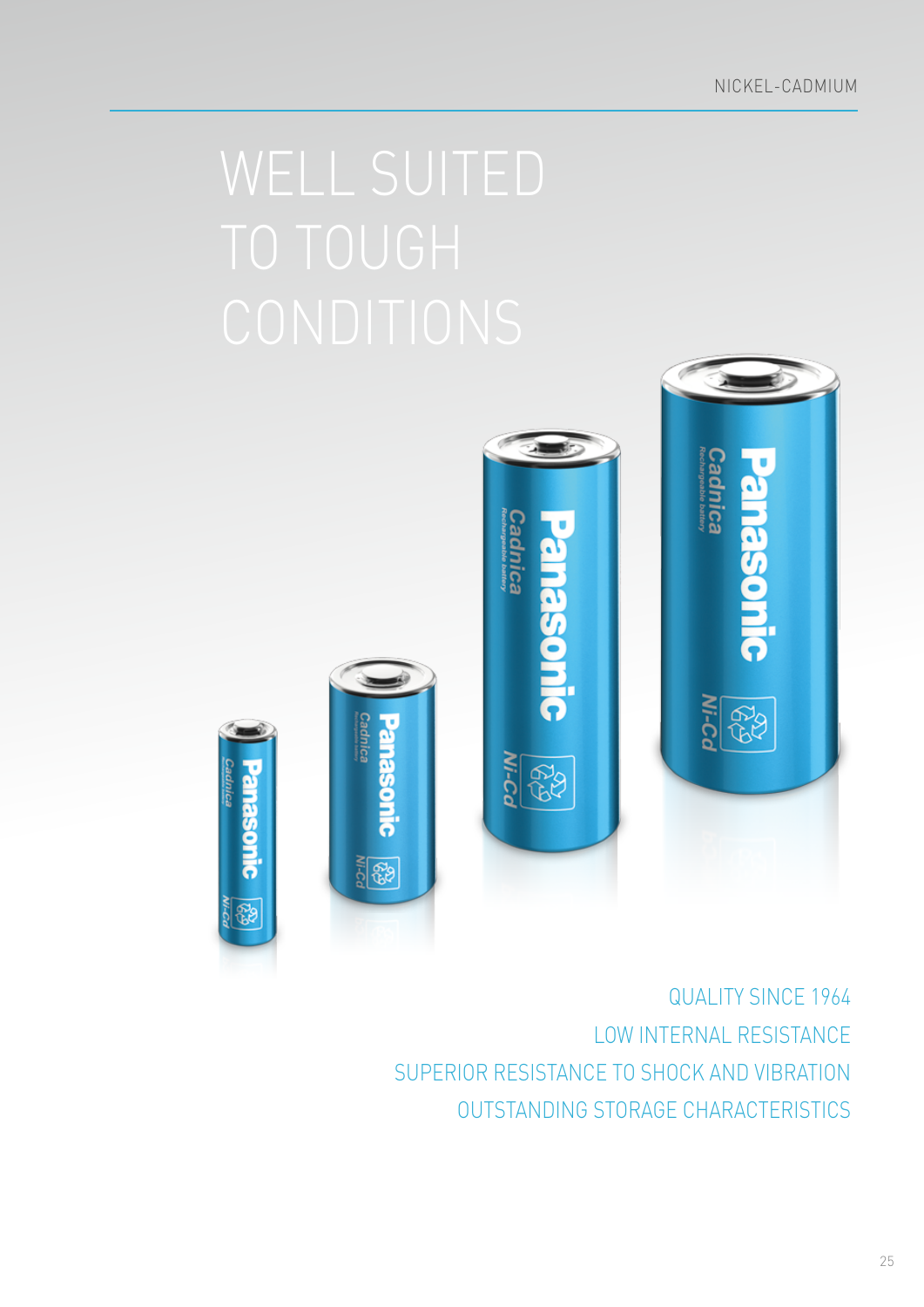NICKEL-CADMIUM

# WELL SUITED TO TOUGH CONDITIONS

QUALITY SINCE 1964

LOW INTERNAL RESISTANCE

SUPERIOR RESISTANCE TO SHOCK AND VIBRATION

OUTSTANDING STORAGE CHARACTERISTICS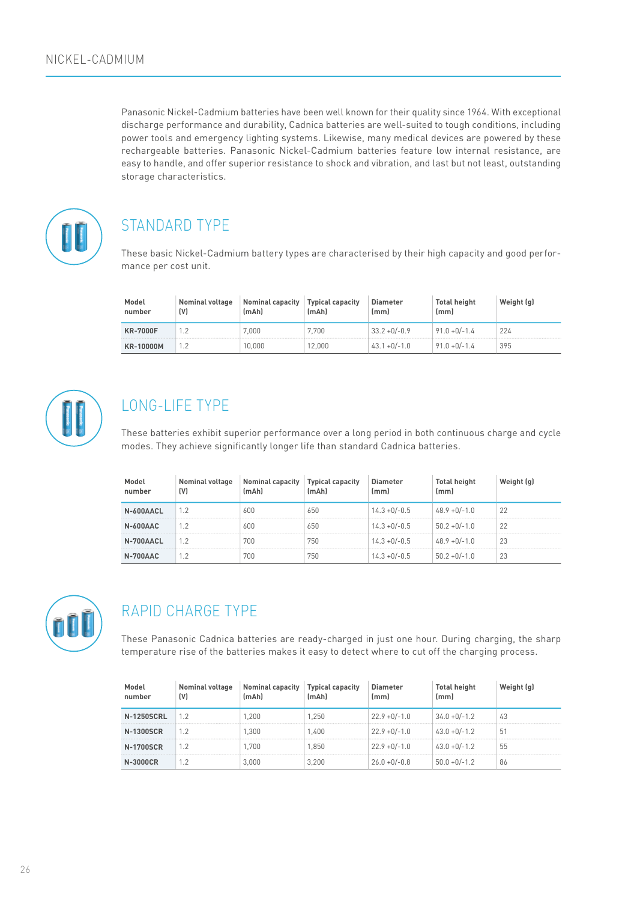# NICKEL-CADMIUM

Panasonic Nickel-Cadmium batteries have been well known for their quality since 1964. With exceptional discharge performance and durability, Cadnica batteries are well-suited to tough conditions, including power tools and emergency lighting systems. Likewise, many medical devices are powered by these rechargeable batteries. Panasonic Nickel-Cadmium batteries feature low internal resistance, are easy to handle, and offer superior resistance to shock and vibration, and last but not least, outstanding storage characteristics.

## STANDARD TYPE

These basic Nickel-Cadmium battery types are characterised by their high capacity and good performance per cost unit.

| Model number | Nominal voltage (V) | Nominal capacity (mAh) | Typical capacity (mAh) | Diameter (mm) | Total height (mm) | Weight (g) |
|---|---|---|---|---|---|---|
| **KR-7000F** | 1.2 | 7,000 | 7,700 | 33.2 +0/-0.9 | 91.0 +0/-1.4 | 224 |
| **KR-10000M** | 1.2 | 10,000 | 12,000 | 43.1 +0/-1.0 | 91.0 +0/-1.4 | 395 |

## LONG-LIFE TYPE

These batteries exhibit superior performance over a long period in both continuous charge and cycle modes. They achieve significantly longer life than standard Cadnica batteries.

| Model number | Nominal voltage (V) | Nominal capacity (mAh) | Typical capacity (mAh) | Diameter (mm) | Total height (mm) | Weight (g) |
|---|---|---|---|---|---|---|
| **N-600AACL** | 1.2 | 600 | 650 | 14.3 +0/-0.5 | 48.9 +0/-1.0 | 22 |
| **N-600AAC** | 1.2 | 600 | 650 | 14.3 +0/-0.5 | 50.2 +0/-1.0 | 22 |
| **N-700AACL** | 1.2 | 700 | 750 | 14.3 +0/-0.5 | 48.9 +0/-1.0 | 23 |
| **N-700AAC** | 1.2 | 700 | 750 | 14.3 +0/-0.5 | 50.2 +0/-1.0 | 23 |

## RAPID CHARGE TYPE

These Panasonic Cadnica batteries are ready-charged in just one hour. During charging, the sharp temperature rise of the batteries makes it easy to detect where to cut off the charging process.

| Model number | Nominal voltage (V) | Nominal capacity (mAh) | Typical capacity (mAh) | Diameter (mm) | Total height (mm) | Weight (g) |
|---|---|---|---|---|---|---|
| **N-1250SCRL** | 1.2 | 1,200 | 1,250 | 22.9 +0/-1.0 | 34.0 +0/-1.2 | 43 |
| **N-1300SCR** | 1.2 | 1,300 | 1,400 | 22.9 +0/-1.0 | 43.0 +0/-1.2 | 51 |
| **N-1700SCR** | 1.2 | 1,700 | 1,850 | 22.9 +0/-1.0 | 43.0 +0/-1.2 | 55 |
| **N-3000CR** | 1.2 | 3,000 | 3,200 | 26.0 +0/-0.8 | 50.0 +0/-1.2 | 86 |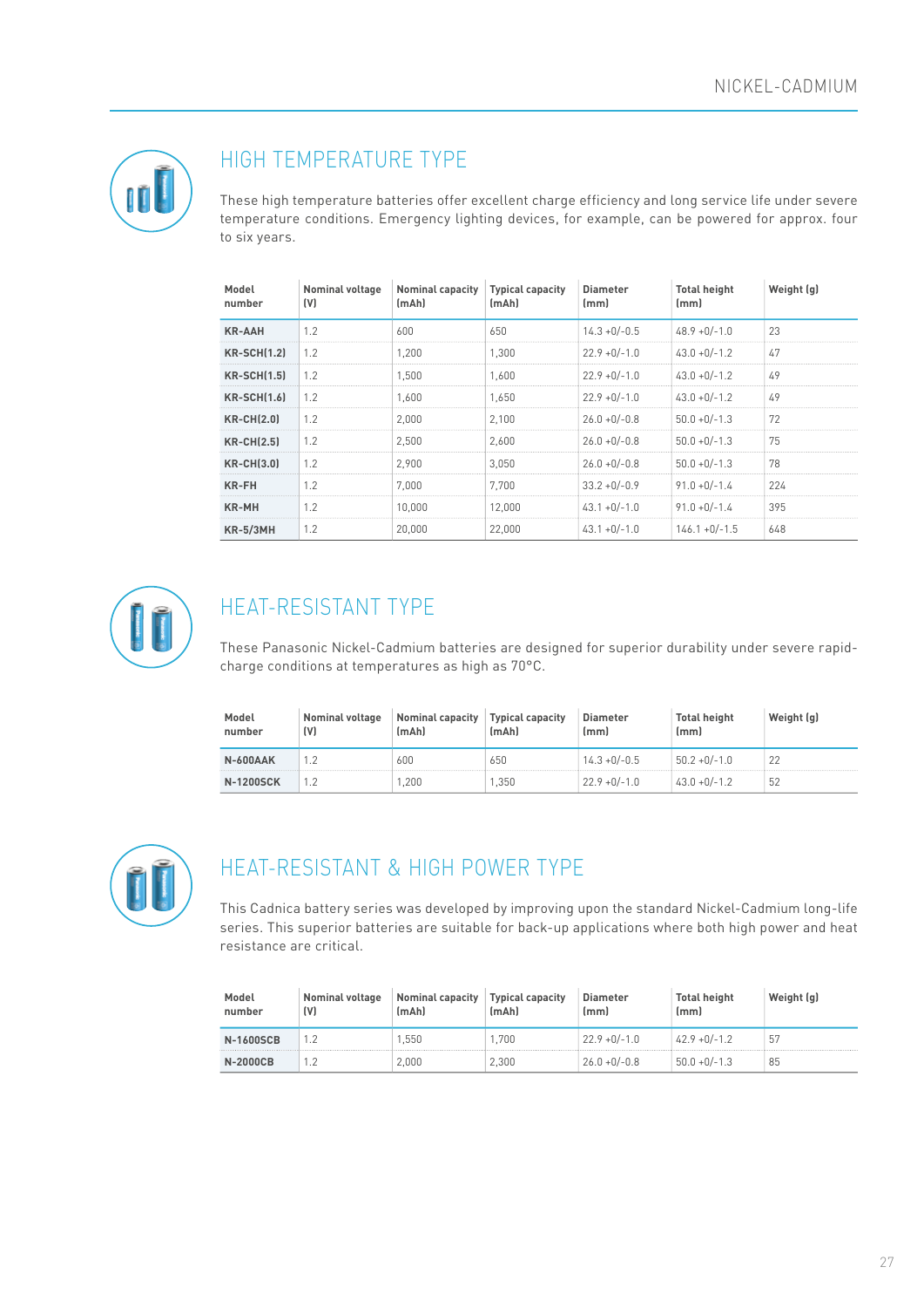## HIGH TEMPERATURE TYPE

These high temperature batteries offer excellent charge efficiency and long service life under severe temperature conditions. Emergency lighting devices, for example, can be powered for approx. four to six years.

| Model number | Nominal voltage (V) | Nominal capacity (mAh) | Typical capacity (mAh) | Diameter (mm) | Total height (mm) | Weight (g) |
|---|---|---|---|---|---|---|
| **KR-AAH** | 1.2 | 600 | 650 | 14.3 +0/-0.5 | 48.9 +0/-1.0 | 23 |
| **KR-SCH(1.2)** | 1.2 | 1,200 | 1,300 | 22.9 +0/-1.0 | 43.0 +0/-1.2 | 47 |
| **KR-SCH(1.5)** | 1.2 | 1,500 | 1,600 | 22.9 +0/-1.0 | 43.0 +0/-1.2 | 49 |
| **KR-SCH(1.6)** | 1.2 | 1,600 | 1,650 | 22.9 +0/-1.0 | 43.0 +0/-1.2 | 49 |
| **KR-CH(2.0)** | 1.2 | 2,000 | 2,100 | 26.0 +0/-0.8 | 50.0 +0/-1.3 | 72 |
| **KR-CH(2.5)** | 1.2 | 2,500 | 2,600 | 26.0 +0/-0.8 | 50.0 +0/-1.3 | 75 |
| **KR-CH(3.0)** | 1.2 | 2,900 | 3,050 | 26.0 +0/-0.8 | 50.0 +0/-1.3 | 78 |
| **KR-FH** | 1.2 | 7,000 | 7,700 | 33.2 +0/-0.9 | 91.0 +0/-1.4 | 224 |
| **KR-MH** | 1.2 | 10,000 | 12,000 | 43.1 +0/-1.0 | 91.0 +0/-1.4 | 395 |
| **KR-5/3MH** | 1.2 | 20,000 | 22,000 | 43.1 +0/-1.0 | 146.1 +0/-1.5 | 648 |

## HEAT-RESISTANT TYPE

These Panasonic Nickel-Cadmium batteries are designed for superior durability under severe rapid-charge conditions at temperatures as high as 70°C.

| Model number | Nominal voltage (V) | Nominal capacity (mAh) | Typical capacity (mAh) | Diameter (mm) | Total height (mm) | Weight (g) |
|---|---|---|---|---|---|---|
| **N-600AAK** | 1.2 | 600 | 650 | 14.3 +0/-0.5 | 50.2 +0/-1.0 | 22 |
| **N-1200SCK** | 1.2 | 1,200 | 1,350 | 22.9 +0/-1.0 | 43.0 +0/-1.2 | 52 |

## HEAT-RESISTANT & HIGH POWER TYPE

This Cadnica battery series was developed by improving upon the standard Nickel-Cadmium long-life series. This superior batteries are suitable for back-up applications where both high power and heat resistance are critical.

| Model number | Nominal voltage (V) | Nominal capacity (mAh) | Typical capacity (mAh) | Diameter (mm) | Total height (mm) | Weight (g) |
|---|---|---|---|---|---|---|
| **N-1600SCB** | 1.2 | 1,550 | 1,700 | 22.9 +0/-1.0 | 42.9 +0/-1.2 | 57 |
| **N-2000CB** | 1.2 | 2,000 | 2,300 | 26.0 +0/-0.8 | 50.0 +0/-1.3 | 85 |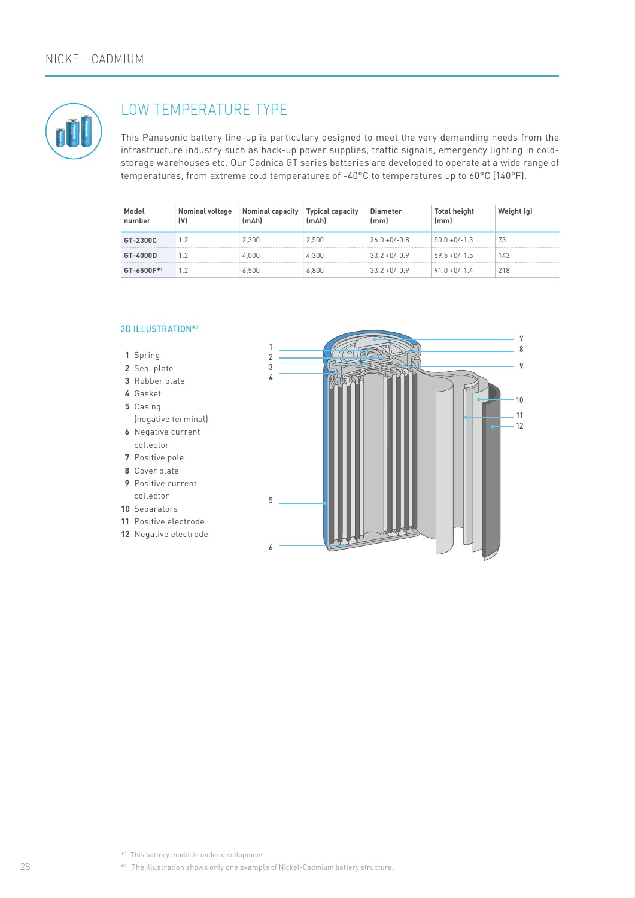# LOW TEMPERATURE TYPE

This Panasonic battery line-up is particulary designed to meet the very demanding needs from the infrastructure industry such as back-up power supplies, traffic signals, emergency lighting in cold-storage warehouses etc. Our Cadnica GT series batteries are developed to operate at a wide range of temperatures, from extreme cold temperatures of -40°C to temperatures up to 60°C (140°F).

| Model number | Nominal voltage (V) | Nominal capacity (mAh) | Typical capacity (mAh) | Diameter (mm) | Total height (mm) | Weight (g) |
|---|---|---|---|---|---|---|
| **GT-2300C** | 1.2 | 2,300 | 2,500 | 26.0 +0/-0.8 | 50.0 +0/-1.3 | 73 |
| **GT-4000D** | 1.2 | 4,000 | 4,300 | 33.2 +0/-0.9 | 59.5 +0/-1.5 | 143 |
| **GT-6500F**[*1] | 1.2 | 6,500 | 6,800 | 33.2 +0/-0.9 | 91.0 +0/-1.4 | 218 |

## 3D ILLUSTRATION[*2]

**1** Spring
**2** Seal plate
**3** Rubber plate
**4** Gasket
**5** Casing (negative terminal)
**6** Negative current collector
**7** Positive pole
**8** Cover plate
**9** Positive current collector
**10** Separators
**11** Positive electrode
**12** Negative electrode

[*1] This battery model is under development.

[*2] The illustration shows only one example of Nickel-Cadmium battery structure.